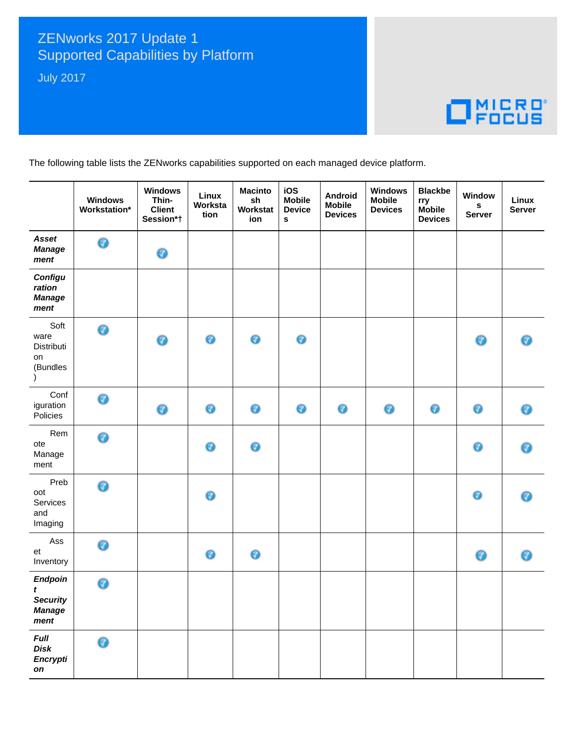# ZENworks 2017 Update 1 Supported Capabilities by Platform

July 2017

The following table lists the ZENworks capabilities supported on each managed device platform.

| | Windows Workstation* | Windows Thin-Client Session*† | Linux Workstation | Macintosh Workstation | iOS Mobile Devices | Android Mobile Devices | Windows Mobile Devices | Blackberry Mobile Devices | Windows Server | Linux Server |
|---|---|---|---|---|---|---|---|---|---|---|
| ***Asset Management*** | ✓ | ✓ | | | | | | | | |
| ***Configuration Management*** | | | | | | | | | | |
| Software Distribution (Bundles) | ✓ | ✓ | ✓ | ✓ | ✓ | | | | ✓ | ✓ |
| Configuration Policies | ✓ | ✓ | ✓ | ✓ | ✓ | ✓ | ✓ | ✓ | ✓ | ✓ |
| Remote Management | ✓ | | ✓ | ✓ | | | | | ✓ | ✓ |
| Preboot Services and Imaging | ✓ | | ✓ | | | | | | ✓ | ✓ |
| Asset Inventory | ✓ | | ✓ | ✓ | | | | | ✓ | ✓ |
| ***Endpoint Security Management*** | ✓ | | | | | | | | | |
| ***Full Disk Encryption*** | ✓ | | | | | | | | | |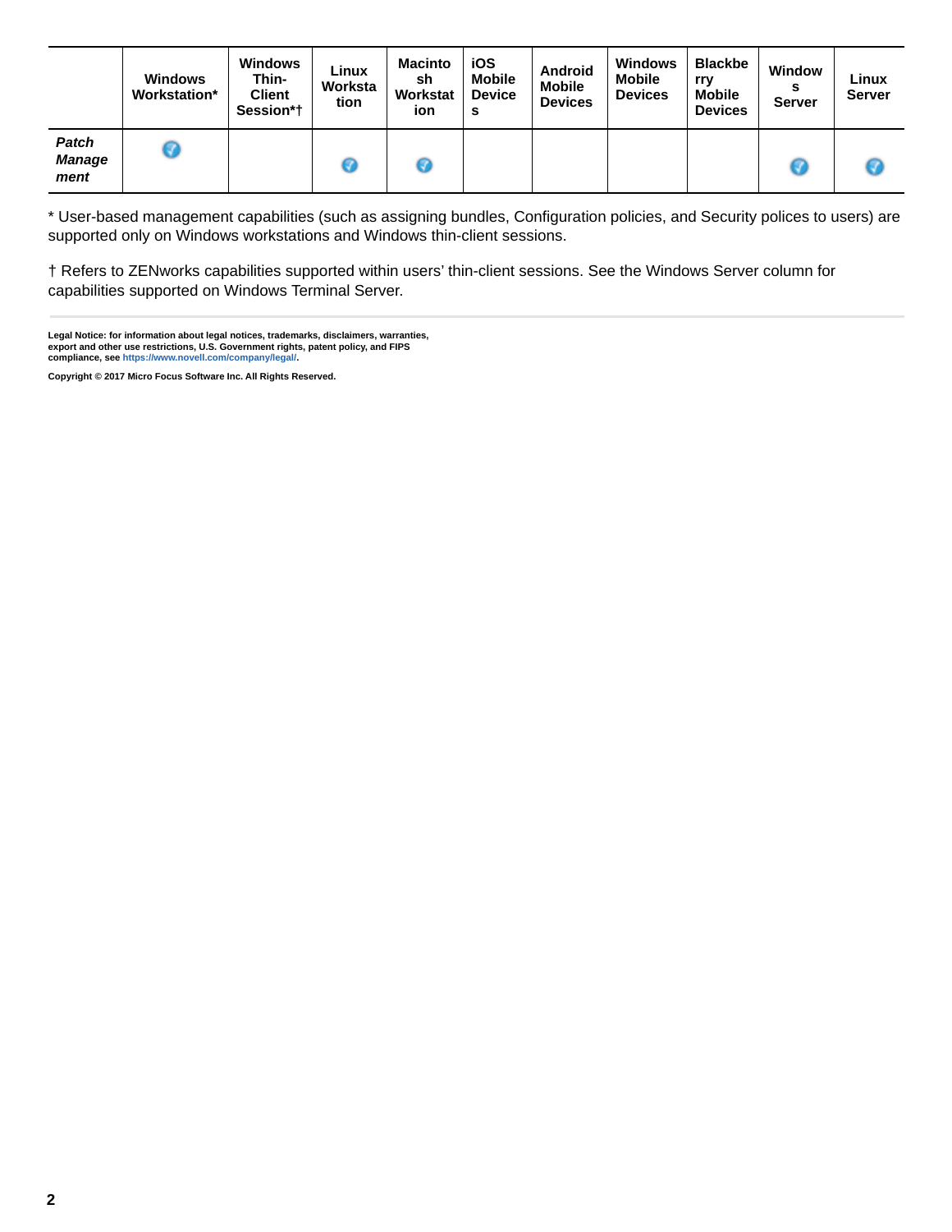| | Windows Workstation* | Windows Thin-Client Session*† | Linux Workstation | Macintosh Workstation | iOS Mobile Devices | Android Mobile Devices | Windows Mobile Devices | Blackberry Mobile Devices | Windows Server | Linux Server |
|---|---|---|---|---|---|---|---|---|---|---|
| ***Patch Management*** | ✓ | | ✓ | ✓ | | | | | ✓ | ✓ |

* User-based management capabilities (such as assigning bundles, Configuration policies, and Security polices to users) are supported only on Windows workstations and Windows thin-client sessions.

† Refers to ZENworks capabilities supported within users' thin-client sessions. See the Windows Server column for capabilities supported on Windows Terminal Server.

---

**Legal Notice: for information about legal notices, trademarks, disclaimers, warranties, export and other use restrictions, U.S. Government rights, patent policy, and FIPS compliance, see https://www.novell.com/company/legal/.**

**Copyright © 2017 Micro Focus Software Inc. All Rights Reserved.**